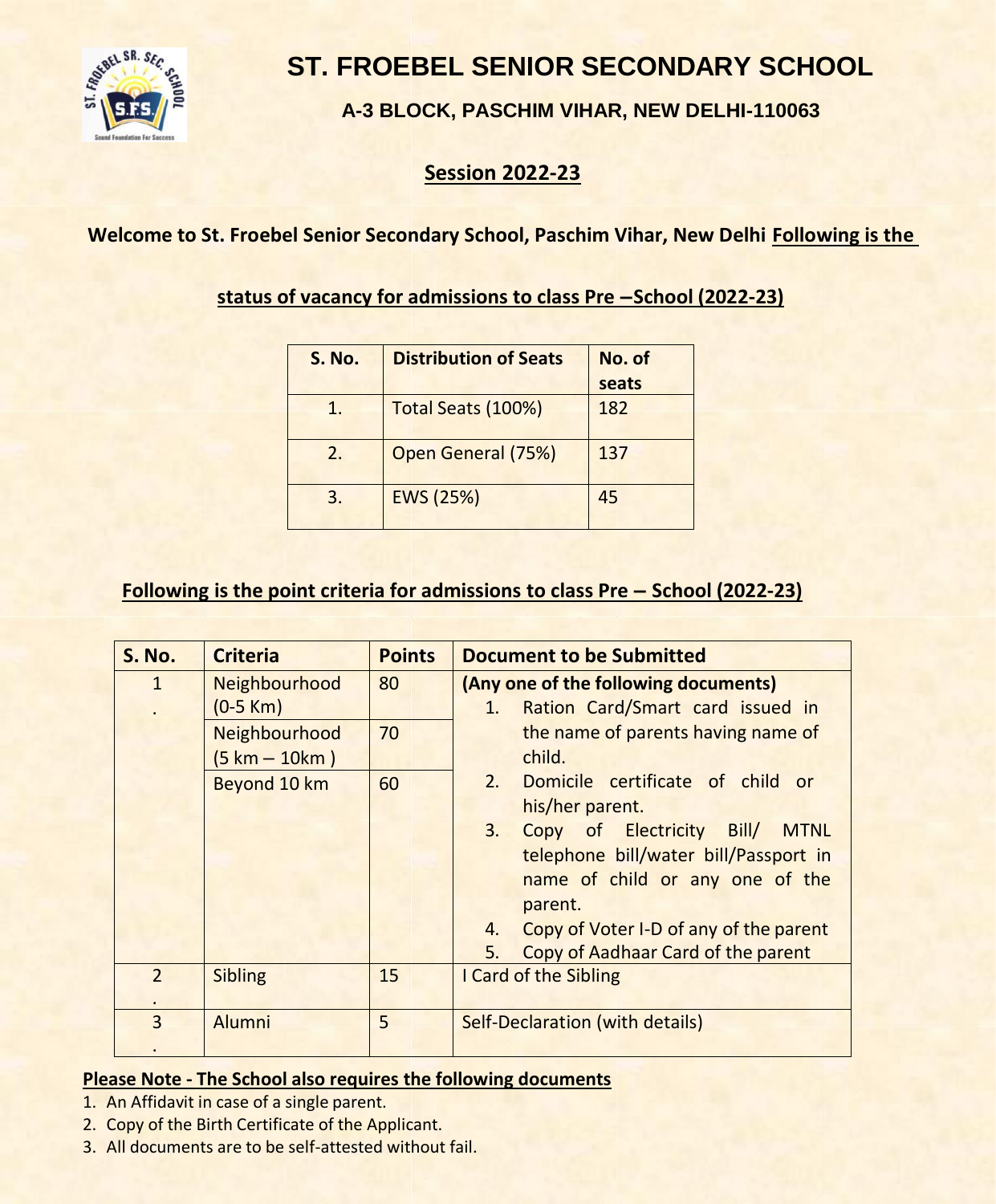# ST. FROEBEL SENIOR SECONDARY SCHOOL

### A-3 BLOCK, PASCHIM VIHAR, NEW DELHI-110063

## Session 2022-23

**Welcome to St. Froebel Senior Secondary School, Paschim Vihar, New Delhi Following is the status of vacancy for admissions to class Pre –School (2022-23)**

| S. No. | Distribution of Seats | No. of seats |
|---|---|---|
| 1. | Total Seats (100%) | 182 |
| 2. | Open General (75%) | 137 |
| 3. | EWS (25%) | 45 |

**Following is the point criteria for admissions to class Pre – School (2022-23)**

| S. No. | Criteria | Points | Document to be Submitted |
|---|---|---|---|
| 1. | Neighbourhood (0-5 Km) | 80 | **(Any one of the following documents)** 1. Ration Card/Smart card issued in the name of parents having name of child. 2. Domicile certificate of child or his/her parent. 3. Copy of Electricity Bill/ MTNL telephone bill/water bill/Passport in name of child or any one of the parent. 4. Copy of Voter I-D of any of the parent 5. Copy of Aadhaar Card of the parent |
| | Neighbourhood (5 km – 10km ) | 70 | |
| | Beyond 10 km | 60 | |
| 2. | Sibling | 15 | I Card of the Sibling |
| 3. | Alumni | 5 | Self-Declaration (with details) |

**Please Note - The School also requires the following documents**

1. An Affidavit in case of a single parent.
2. Copy of the Birth Certificate of the Applicant.
3. All documents are to be self-attested without fail.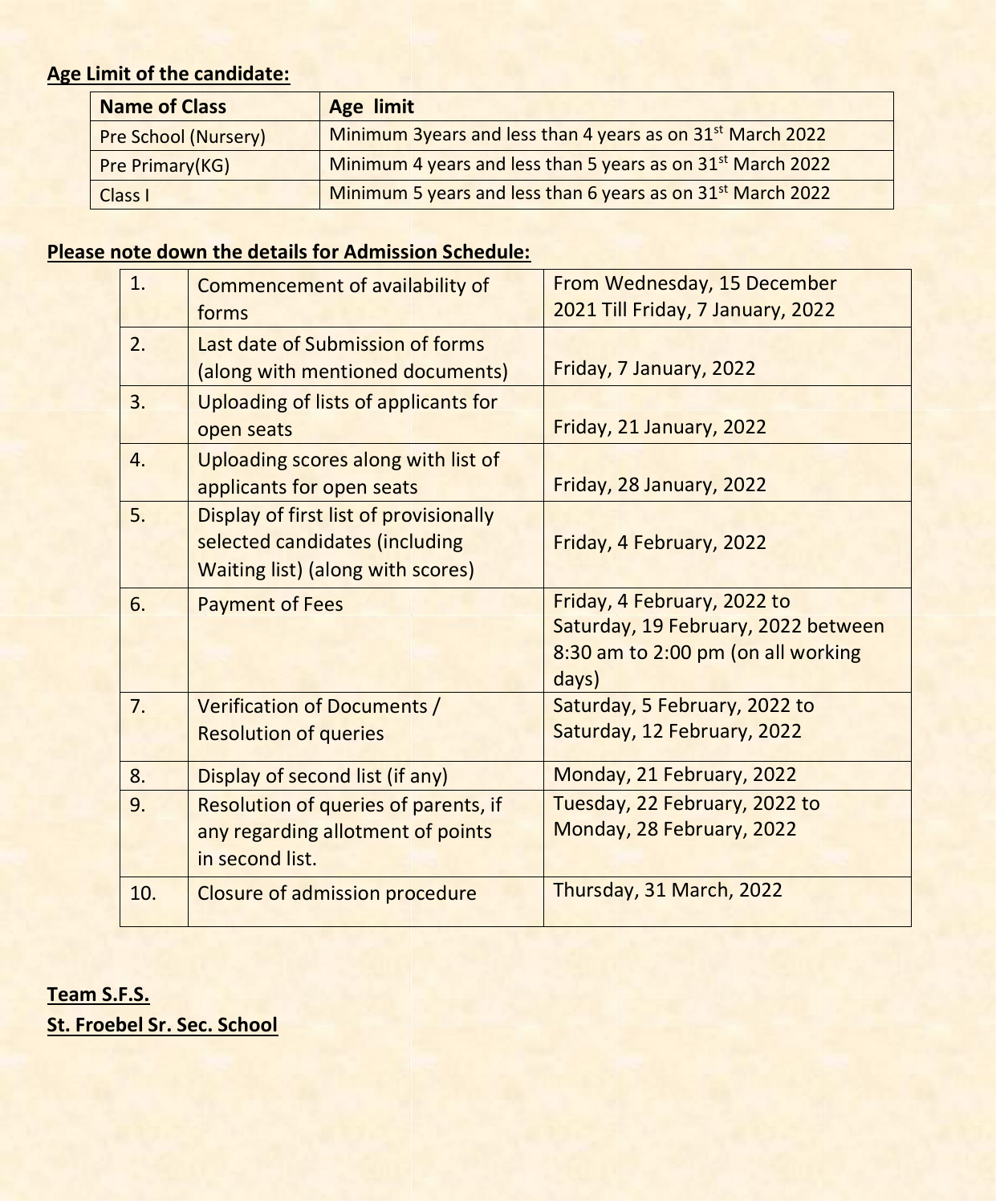**Age Limit of the candidate:**

| Name of Class | Age limit |
|---|---|
| Pre School (Nursery) | Minimum 3years and less than 4 years as on 31st March 2022 |
| Pre Primary(KG) | Minimum 4 years and less than 5 years as on 31st March 2022 |
| Class I | Minimum 5 years and less than 6 years as on 31st March 2022 |

**Please note down the details for Admission Schedule:**

| | | |
|---|---|---|
| 1. | Commencement of availability of forms | From Wednesday, 15 December 2021 Till Friday, 7 January, 2022 |
| 2. | Last date of Submission of forms (along with mentioned documents) | Friday, 7 January, 2022 |
| 3. | Uploading of lists of applicants for open seats | Friday, 21 January, 2022 |
| 4. | Uploading scores along with list of applicants for open seats | Friday, 28 January, 2022 |
| 5. | Display of first list of provisionally selected candidates (including Waiting list) (along with scores) | Friday, 4 February, 2022 |
| 6. | Payment of Fees | Friday, 4 February, 2022 to Saturday, 19 February, 2022 between 8:30 am to 2:00 pm (on all working days) |
| 7. | Verification of Documents / Resolution of queries | Saturday, 5 February, 2022 to Saturday, 12 February, 2022 |
| 8. | Display of second list (if any) | Monday, 21 February, 2022 |
| 9. | Resolution of queries of parents, if any regarding allotment of points in second list. | Tuesday, 22 February, 2022 to Monday, 28 February, 2022 |
| 10. | Closure of admission procedure | Thursday, 31 March, 2022 |

**Team S.F.S.**

**St. Froebel Sr. Sec. School**